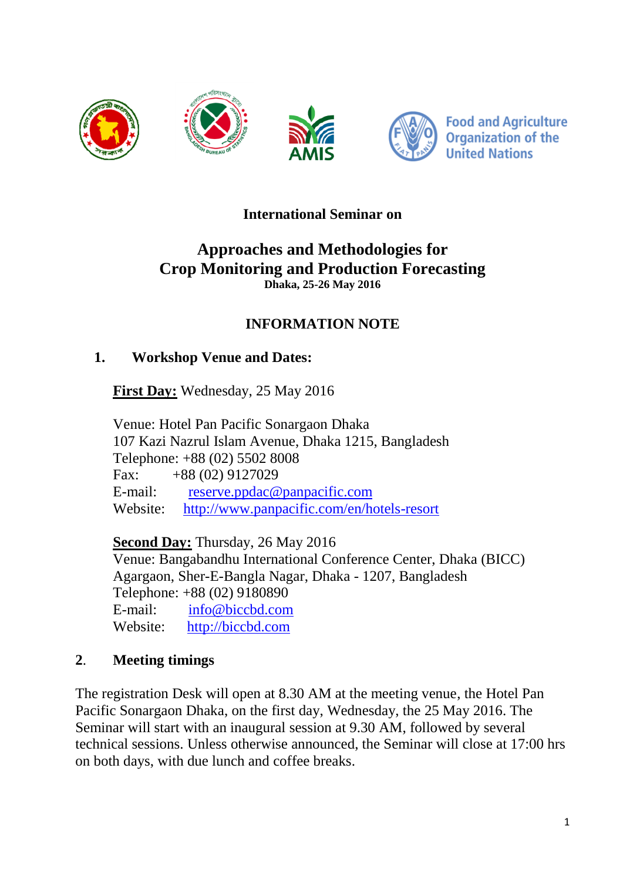Food and Agriculture Organization of the United Nations

**International Seminar on**

# Approaches and Methodologies for Crop Monitoring and Production Forecasting

**Dhaka, 25-26 May 2016**

## INFORMATION NOTE

### 1. Workshop Venue and Dates:

**First Day:** Wednesday, 25 May 2016

Venue: Hotel Pan Pacific Sonargaon Dhaka
107 Kazi Nazrul Islam Avenue, Dhaka 1215, Bangladesh
Telephone: +88 (02) 5502 8008
Fax: +88 (02) 9127029
E-mail: reserve.ppdac@panpacific.com
Website: http://www.panpacific.com/en/hotels-resort

**Second Day:** Thursday, 26 May 2016
Venue: Bangabandhu International Conference Center, Dhaka (BICC)
Agargaon, Sher-E-Bangla Nagar, Dhaka - 1207, Bangladesh
Telephone: +88 (02) 9180890
E-mail: info@biccbd.com
Website: http://biccbd.com

### 2. Meeting timings

The registration Desk will open at 8.30 AM at the meeting venue, the Hotel Pan Pacific Sonargaon Dhaka, on the first day, Wednesday, the 25 May 2016. The Seminar will start with an inaugural session at 9.30 AM, followed by several technical sessions. Unless otherwise announced, the Seminar will close at 17:00 hrs on both days, with due lunch and coffee breaks.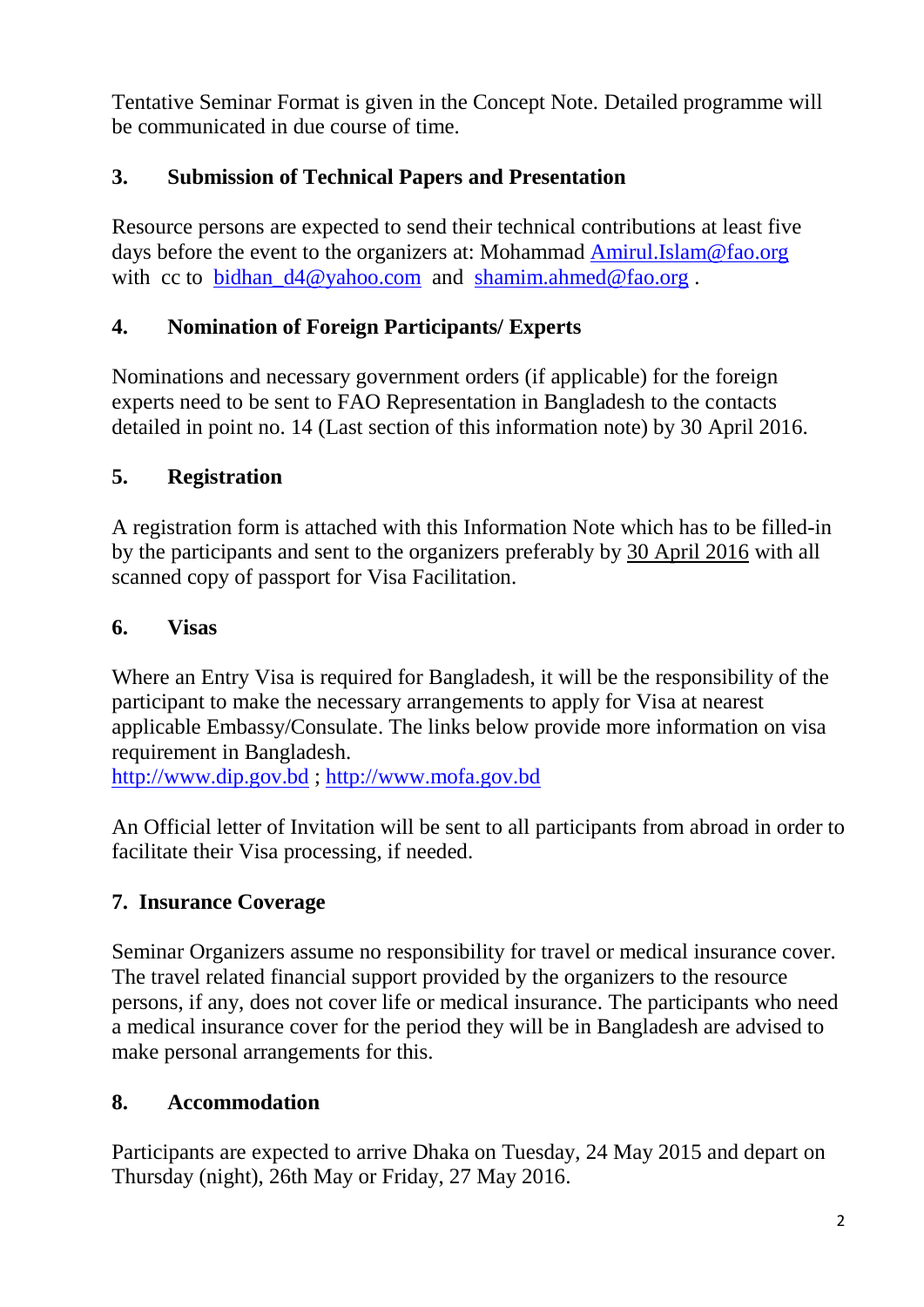Tentative Seminar Format is given in the Concept Note. Detailed programme will be communicated in due course of time.

## 3. Submission of Technical Papers and Presentation

Resource persons are expected to send their technical contributions at least five days before the event to the organizers at: Mohammad Amirul.Islam@fao.org with cc to bidhan_d4@yahoo.com and shamim.ahmed@fao.org .

## 4. Nomination of Foreign Participants/ Experts

Nominations and necessary government orders (if applicable) for the foreign experts need to be sent to FAO Representation in Bangladesh to the contacts detailed in point no. 14 (Last section of this information note) by 30 April 2016.

## 5. Registration

A registration form is attached with this Information Note which has to be filled-in by the participants and sent to the organizers preferably by 30 April 2016 with all scanned copy of passport for Visa Facilitation.

## 6. Visas

Where an Entry Visa is required for Bangladesh, it will be the responsibility of the participant to make the necessary arrangements to apply for Visa at nearest applicable Embassy/Consulate. The links below provide more information on visa requirement in Bangladesh.
http://www.dip.gov.bd ; http://www.mofa.gov.bd

An Official letter of Invitation will be sent to all participants from abroad in order to facilitate their Visa processing, if needed.

## 7. Insurance Coverage

Seminar Organizers assume no responsibility for travel or medical insurance cover. The travel related financial support provided by the organizers to the resource persons, if any, does not cover life or medical insurance. The participants who need a medical insurance cover for the period they will be in Bangladesh are advised to make personal arrangements for this.

## 8. Accommodation

Participants are expected to arrive Dhaka on Tuesday, 24 May 2015 and depart on Thursday (night), 26th May or Friday, 27 May 2016.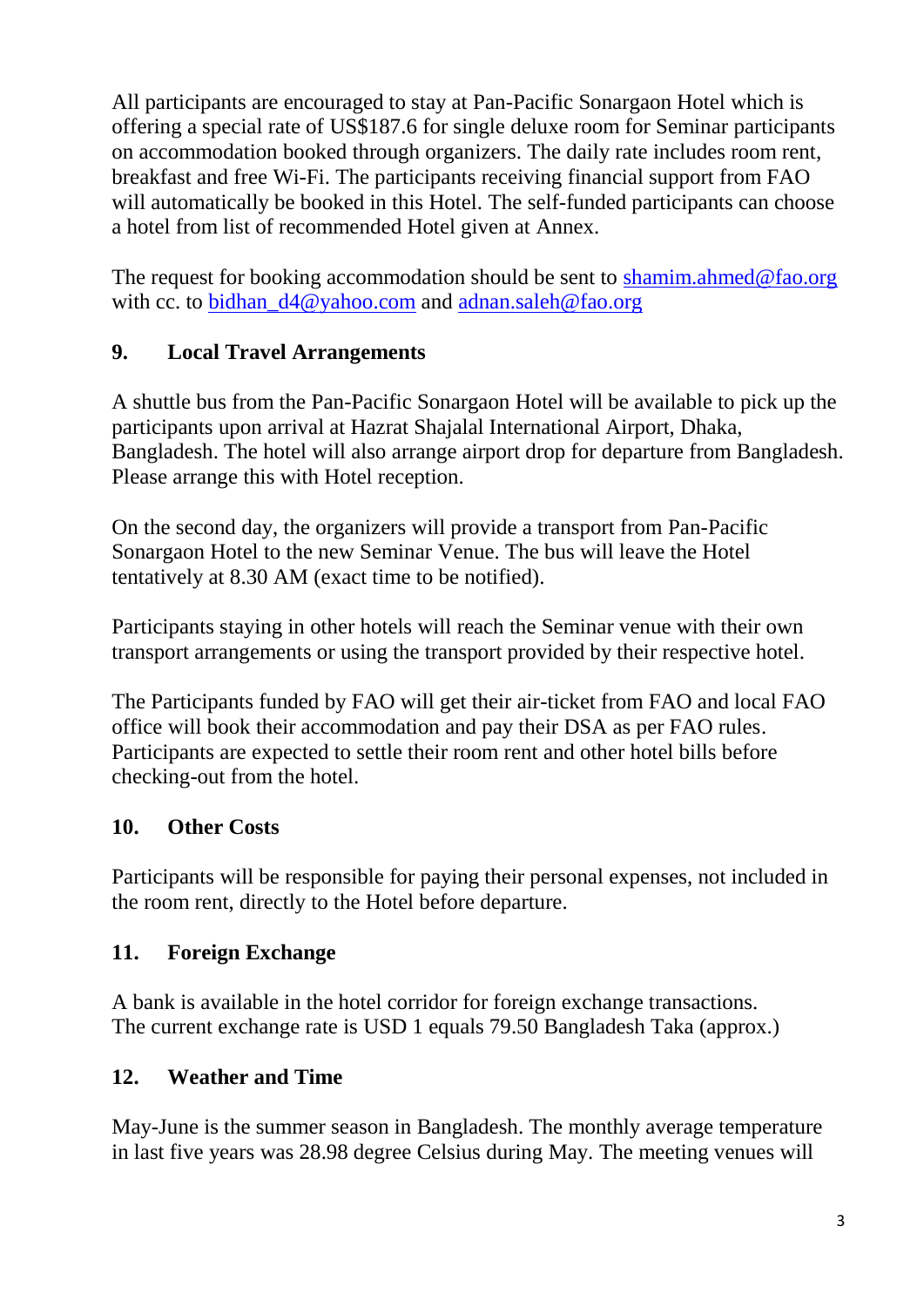All participants are encouraged to stay at Pan-Pacific Sonargaon Hotel which is offering a special rate of US$187.6 for single deluxe room for Seminar participants on accommodation booked through organizers. The daily rate includes room rent, breakfast and free Wi-Fi. The participants receiving financial support from FAO will automatically be booked in this Hotel. The self-funded participants can choose a hotel from list of recommended Hotel given at Annex.

The request for booking accommodation should be sent to [shamim.ahmed@fao.org](mailto:shamim.ahmed@fao.org) with cc. to [bidhan_d4@yahoo.com](mailto:bidhan_d4@yahoo.com) and [adnan.saleh@fao.org](mailto:adnan.saleh@fao.org)

## 9. Local Travel Arrangements

A shuttle bus from the Pan-Pacific Sonargaon Hotel will be available to pick up the participants upon arrival at Hazrat Shajalal International Airport, Dhaka, Bangladesh. The hotel will also arrange airport drop for departure from Bangladesh. Please arrange this with Hotel reception.

On the second day, the organizers will provide a transport from Pan-Pacific Sonargaon Hotel to the new Seminar Venue. The bus will leave the Hotel tentatively at 8.30 AM (exact time to be notified).

Participants staying in other hotels will reach the Seminar venue with their own transport arrangements or using the transport provided by their respective hotel.

The Participants funded by FAO will get their air-ticket from FAO and local FAO office will book their accommodation and pay their DSA as per FAO rules. Participants are expected to settle their room rent and other hotel bills before checking-out from the hotel.

## 10. Other Costs

Participants will be responsible for paying their personal expenses, not included in the room rent, directly to the Hotel before departure.

## 11. Foreign Exchange

A bank is available in the hotel corridor for foreign exchange transactions. The current exchange rate is USD 1 equals 79.50 Bangladesh Taka (approx.)

## 12. Weather and Time

May-June is the summer season in Bangladesh. The monthly average temperature in last five years was 28.98 degree Celsius during May. The meeting venues will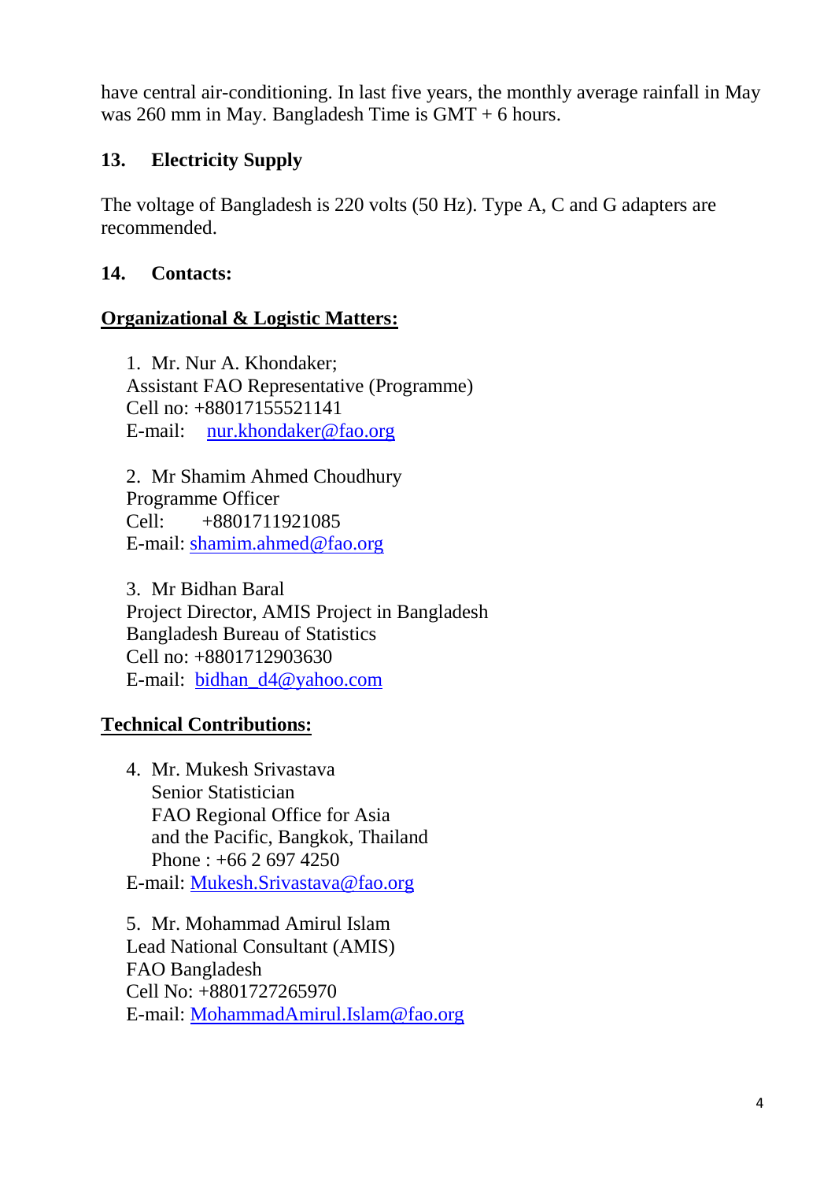have central air-conditioning. In last five years, the monthly average rainfall in May was 260 mm in May. Bangladesh Time is GMT + 6 hours.

## 13. Electricity Supply

The voltage of Bangladesh is 220 volts (50 Hz). Type A, C and G adapters are recommended.

## 14. Contacts:

**Organizational & Logistic Matters:**

1. Mr. Nur A. Khondaker;
   Assistant FAO Representative (Programme)
   Cell no: +88017155521141
   E-mail: nur.khondaker@fao.org

2. Mr Shamim Ahmed Choudhury
   Programme Officer
   Cell: +8801711921085
   E-mail: shamim.ahmed@fao.org

3. Mr Bidhan Baral
   Project Director, AMIS Project in Bangladesh
   Bangladesh Bureau of Statistics
   Cell no: +8801712903630
   E-mail: bidhan_d4@yahoo.com

**Technical Contributions:**

4. Mr. Mukesh Srivastava
   Senior Statistician
   FAO Regional Office for Asia
   and the Pacific, Bangkok, Thailand
   Phone : +66 2 697 4250
   E-mail: Mukesh.Srivastava@fao.org

5. Mr. Mohammad Amirul Islam
   Lead National Consultant (AMIS)
   FAO Bangladesh
   Cell No: +8801727265970
   E-mail: MohammadAmirul.Islam@fao.org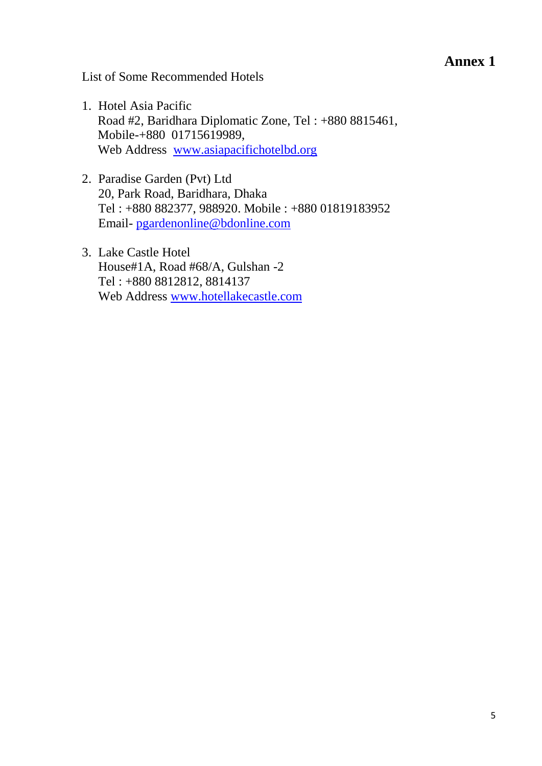# Annex 1

List of Some Recommended Hotels

1. Hotel Asia Pacific
   Road #2, Baridhara Diplomatic Zone, Tel : +880 8815461,
   Mobile-+880 01715619989,
   Web Address www.asiapacifichotelbd.org

2. Paradise Garden (Pvt) Ltd
   20, Park Road, Baridhara, Dhaka
   Tel : +880 882377, 988920. Mobile : +880 01819183952
   Email- pgardenonline@bdonline.com

3. Lake Castle Hotel
   House#1A, Road #68/A, Gulshan -2
   Tel : +880 8812812, 8814137
   Web Address www.hotellakecastle.com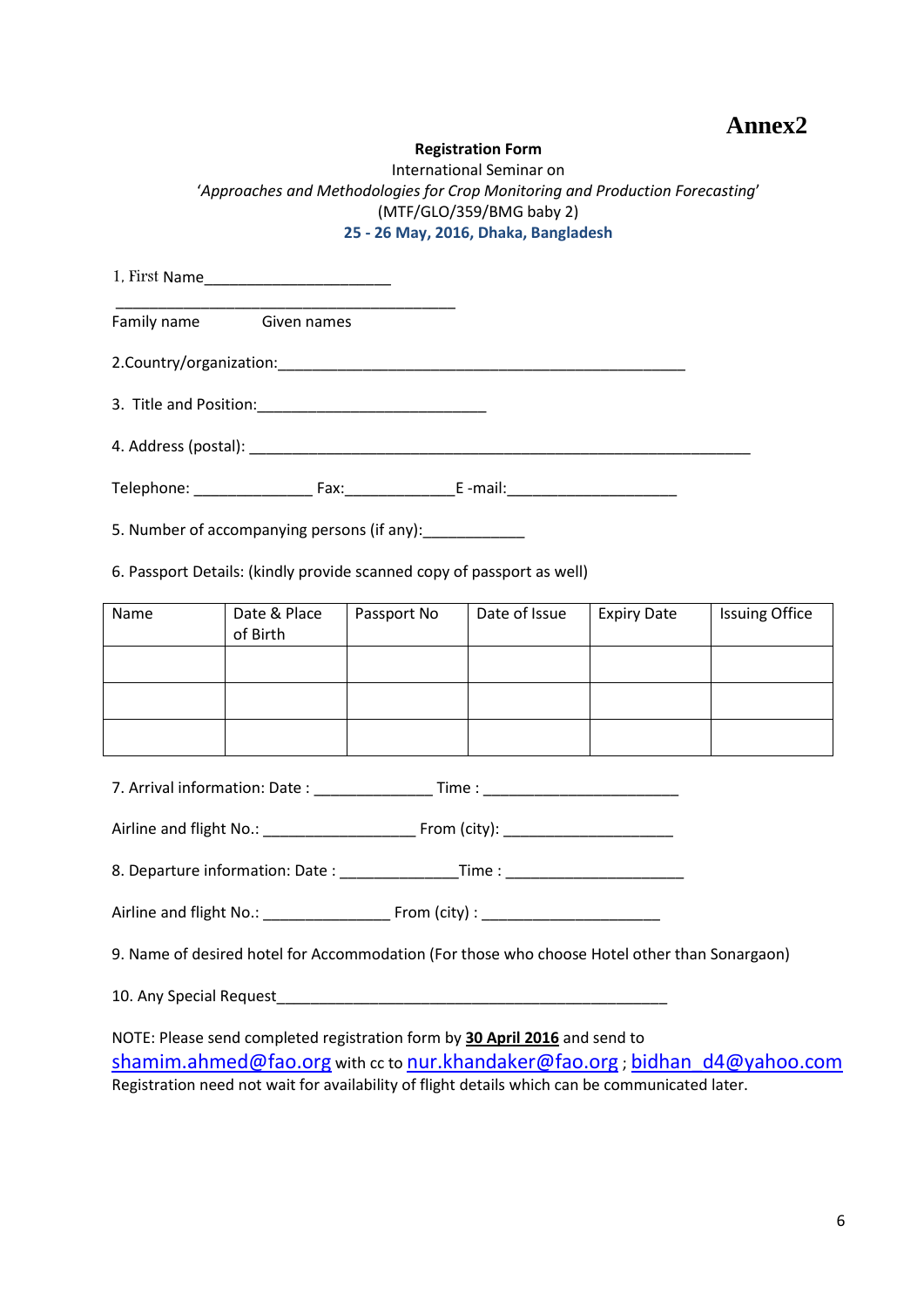# Annex2

**Registration Form**

International Seminar on

*'Approaches and Methodologies for Crop Monitoring and Production Forecasting'*

(MTF/GLO/359/BMG baby 2)

**25 - 26 May, 2016, Dhaka, Bangladesh**

1, First Name______________________

__________________________________________

Family name Given names

2.Country/organization:_________________________________________________

3. Title and Position:___________________________

4. Address (postal): ___________________________________________________________

Telephone: ______________ Fax:_____________E -mail:____________________

5. Number of accompanying persons (if any):____________

6. Passport Details: (kindly provide scanned copy of passport as well)

| Name | Date & Place of Birth | Passport No | Date of Issue | Expiry Date | Issuing Office |
|---|---|---|---|---|---|
| | | | | | |
| | | | | | |
| | | | | | |

7. Arrival information: Date : ______________ Time : _______________________

Airline and flight No.: __________________ From (city): ____________________

8. Departure information: Date : ______________Time : _____________________

Airline and flight No.: _______________ From (city) : _____________________

9. Name of desired hotel for Accommodation (For those who choose Hotel other than Sonargaon)

10. Any Special Request_______________________________________________

NOTE: Please send completed registration form by **30 April 2016** and send to shamim.ahmed@fao.org with cc to nur.khandaker@fao.org ; bidhan_d4@yahoo.com

Registration need not wait for availability of flight details which can be communicated later.